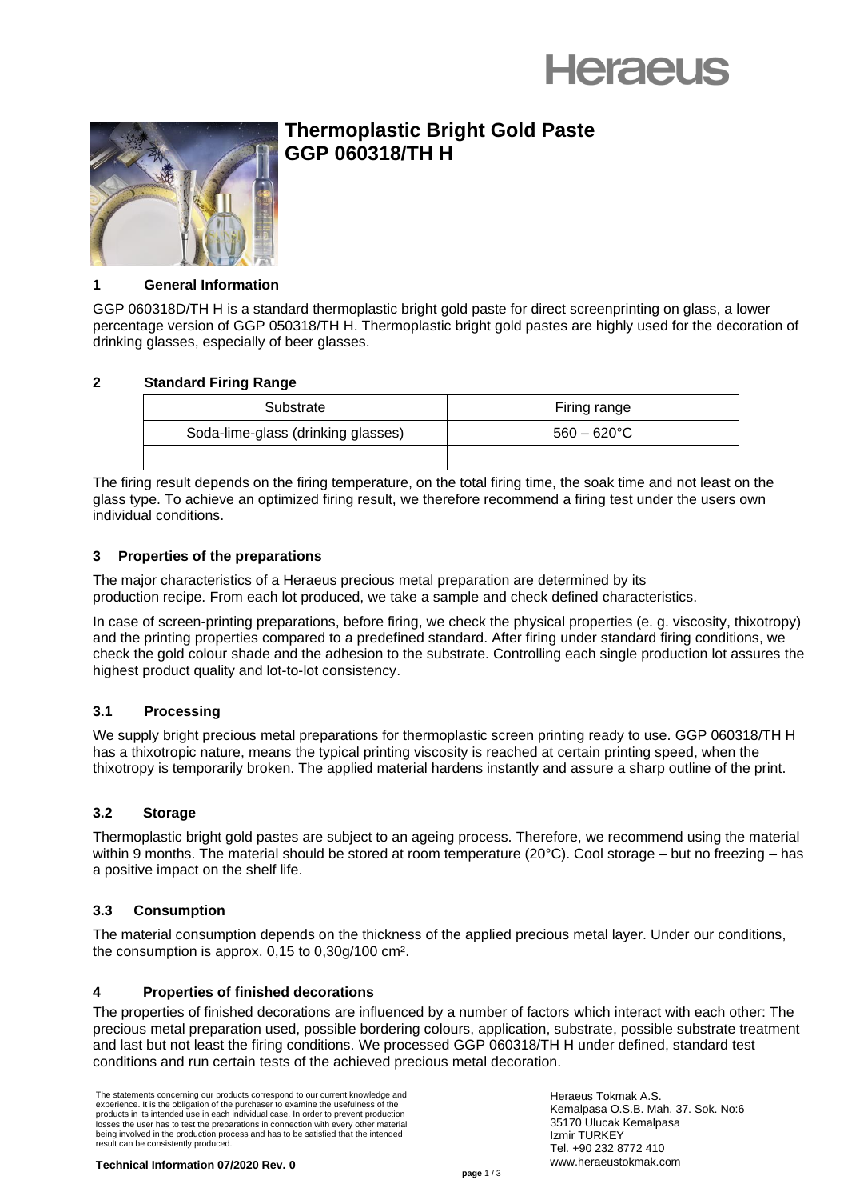# Thermoplastic Bright Gold Paste GGP 060318/TH H

## 1 General Information

GGP 060318D/TH H is a standard thermoplastic bright gold paste for direct screenprinting on glass, a lower percentage version of GGP 050318/TH H. Thermoplastic bright gold pastes are highly used for the decoration of drinking glasses, especially of beer glasses.

## 2 Standard Firing Range

| Substrate | Firing range |
|---|---|
| Soda-lime-glass (drinking glasses) | 560 – 620°C |
| | |

The firing result depends on the firing temperature, on the total firing time, the soak time and not least on the glass type. To achieve an optimized firing result, we therefore recommend a firing test under the users own individual conditions.

## 3 Properties of the preparations

The major characteristics of a Heraeus precious metal preparation are determined by its production recipe. From each lot produced, we take a sample and check defined characteristics.

In case of screen-printing preparations, before firing, we check the physical properties (e. g. viscosity, thixotropy) and the printing properties compared to a predefined standard. After firing under standard firing conditions, we check the gold colour shade and the adhesion to the substrate. Controlling each single production lot assures the highest product quality and lot-to-lot consistency.

### 3.1 Processing

We supply bright precious metal preparations for thermoplastic screen printing ready to use. GGP 060318/TH H has a thixotropic nature, means the typical printing viscosity is reached at certain printing speed, when the thixotropy is temporarily broken. The applied material hardens instantly and assure a sharp outline of the print.

### 3.2 Storage

Thermoplastic bright gold pastes are subject to an ageing process. Therefore, we recommend using the material within 9 months. The material should be stored at room temperature (20°C). Cool storage – but no freezing – has a positive impact on the shelf life.

### 3.3 Consumption

The material consumption depends on the thickness of the applied precious metal layer. Under our conditions, the consumption is approx. 0,15 to 0,30g/100 cm².

## 4 Properties of finished decorations

The properties of finished decorations are influenced by a number of factors which interact with each other: The precious metal preparation used, possible bordering colours, application, substrate, possible substrate treatment and last but not least the firing conditions. We processed GGP 060318/TH H under defined, standard test conditions and run certain tests of the achieved precious metal decoration.

The statements concerning our products correspond to our current knowledge and experience. It is the obligation of the purchaser to examine the usefulness of the products in its intended use in each individual case. In order to prevent production losses the user has to test the preparations in connection with every other material being involved in the production process and has to be satisfied that the intended result can be consistently produced.

**Technical Information 07/2020 Rev. 0**

Heraeus Tokmak A.S.
Kemalpasa O.S.B. Mah. 37. Sok. No:6
35170 Ulucak Kemalpasa
Izmir TURKEY
Tel. +90 232 8772 410
www.heraeustokmak.com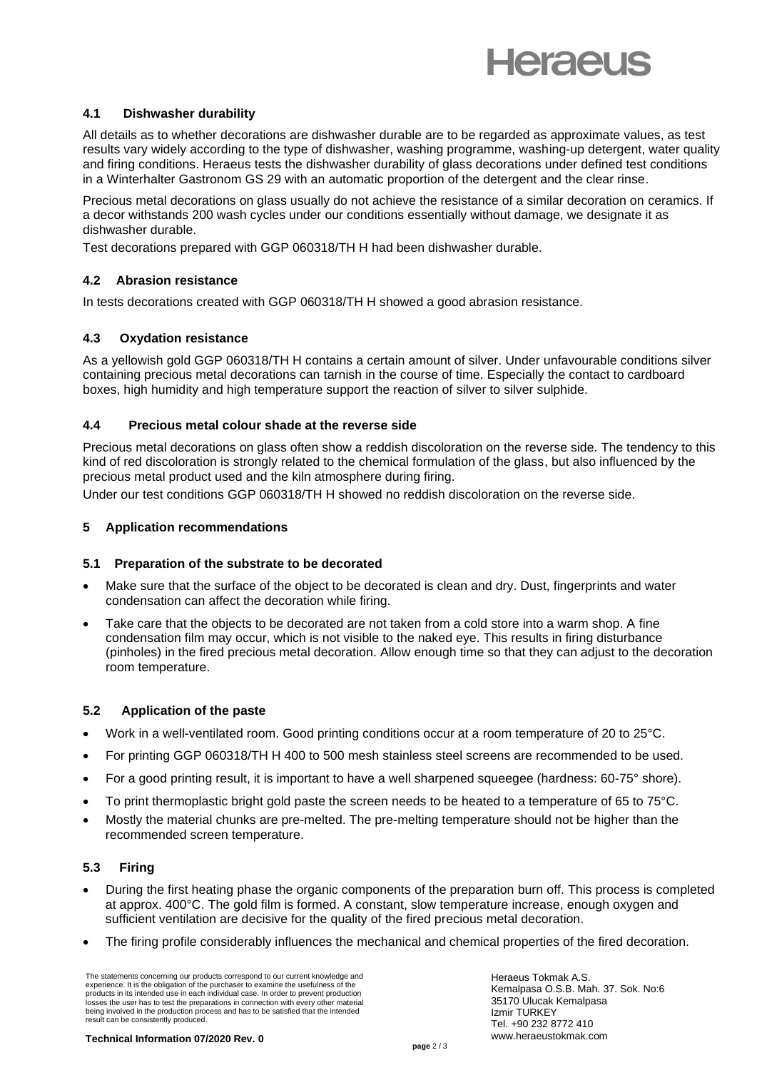### 4.1 Dishwasher durability

All details as to whether decorations are dishwasher durable are to be regarded as approximate values, as test results vary widely according to the type of dishwasher, washing programme, washing-up detergent, water quality and firing conditions. Heraeus tests the dishwasher durability of glass decorations under defined test conditions in a Winterhalter Gastronom GS 29 with an automatic proportion of the detergent and the clear rinse.

Precious metal decorations on glass usually do not achieve the resistance of a similar decoration on ceramics. If a decor withstands 200 wash cycles under our conditions essentially without damage, we designate it as dishwasher durable.

Test decorations prepared with GGP 060318/TH H had been dishwasher durable.

### 4.2 Abrasion resistance

In tests decorations created with GGP 060318/TH H showed a good abrasion resistance.

### 4.3 Oxydation resistance

As a yellowish gold GGP 060318/TH H contains a certain amount of silver. Under unfavourable conditions silver containing precious metal decorations can tarnish in the course of time. Especially the contact to cardboard boxes, high humidity and high temperature support the reaction of silver to silver sulphide.

### 4.4 Precious metal colour shade at the reverse side

Precious metal decorations on glass often show a reddish discoloration on the reverse side. The tendency to this kind of red discoloration is strongly related to the chemical formulation of the glass, but also influenced by the precious metal product used and the kiln atmosphere during firing.

Under our test conditions GGP 060318/TH H showed no reddish discoloration on the reverse side.

## 5 Application recommendations

### 5.1 Preparation of the substrate to be decorated

- Make sure that the surface of the object to be decorated is clean and dry. Dust, fingerprints and water condensation can affect the decoration while firing.
- Take care that the objects to be decorated are not taken from a cold store into a warm shop. A fine condensation film may occur, which is not visible to the naked eye. This results in firing disturbance (pinholes) in the fired precious metal decoration. Allow enough time so that they can adjust to the decoration room temperature.

### 5.2 Application of the paste

- Work in a well-ventilated room. Good printing conditions occur at a room temperature of 20 to 25°C.
- For printing GGP 060318/TH H 400 to 500 mesh stainless steel screens are recommended to be used.
- For a good printing result, it is important to have a well sharpened squeegee (hardness: 60-75° shore).
- To print thermoplastic bright gold paste the screen needs to be heated to a temperature of 65 to 75°C.
- Mostly the material chunks are pre-melted. The pre-melting temperature should not be higher than the recommended screen temperature.

### 5.3 Firing

- During the first heating phase the organic components of the preparation burn off. This process is completed at approx. 400°C. The gold film is formed. A constant, slow temperature increase, enough oxygen and sufficient ventilation are decisive for the quality of the fired precious metal decoration.
- The firing profile considerably influences the mechanical and chemical properties of the fired decoration.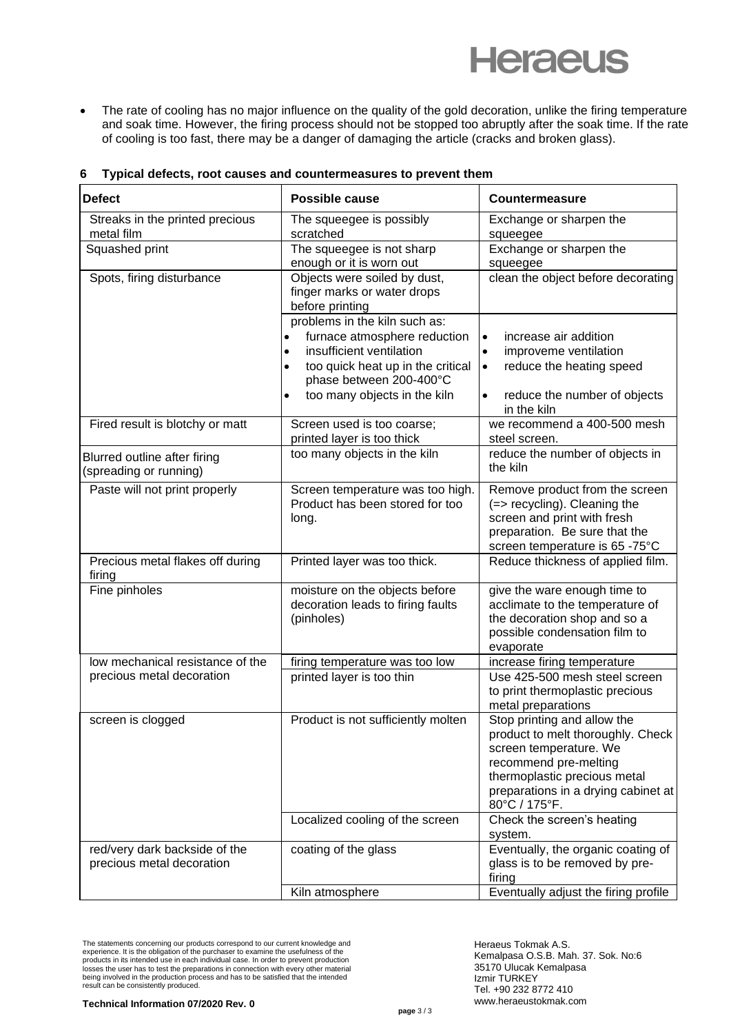- The rate of cooling has no major influence on the quality of the gold decoration, unlike the firing temperature and soak time. However, the firing process should not be stopped too abruptly after the soak time. If the rate of cooling is too fast, there may be a danger of damaging the article (cracks and broken glass).

## 6 Typical defects, root causes and countermeasures to prevent them

| Defect | Possible cause | Countermeasure |
|---|---|---|
| Streaks in the printed precious metal film | The squeegee is possibly scratched | Exchange or sharpen the squeegee |
| Squashed print | The squeegee is not sharp enough or it is worn out | Exchange or sharpen the squeegee |
| Spots, firing disturbance | Objects were soiled by dust, finger marks or water drops before printing | clean the object before decorating |
| | problems in the kiln such as:<br>• furnace atmosphere reduction<br>• insufficient ventilation<br>• too quick heat up in the critical phase between 200-400°C<br>• too many objects in the kiln | • increase air addition<br>• improveme ventilation<br>• reduce the heating speed<br>• reduce the number of objects in the kiln |
| Fired result is blotchy or matt | Screen used is too coarse; printed layer is too thick | we recommend a 400-500 mesh steel screen. |
| Blurred outline after firing (spreading or running) | too many objects in the kiln | reduce the number of objects in the kiln |
| Paste will not print properly | Screen temperature was too high. Product has been stored for too long. | Remove product from the screen (=> recycling). Cleaning the screen and print with fresh preparation. Be sure that the screen temperature is 65 -75°C |
| Precious metal flakes off during firing | Printed layer was too thick. | Reduce thickness of applied film. |
| Fine pinholes | moisture on the objects before decoration leads to firing faults (pinholes) | give the ware enough time to acclimate to the temperature of the decoration shop and so a possible condensation film to evaporate |
| low mechanical resistance of the precious metal decoration | firing temperature was too low | increase firing temperature |
| | printed layer is too thin | Use 425-500 mesh steel screen to print thermoplastic precious metal preparations |
| screen is clogged | Product is not sufficiently molten | Stop printing and allow the product to melt thoroughly. Check screen temperature. We recommend pre-melting thermoplastic precious metal preparations in a drying cabinet at 80°C / 175°F. |
| | Localized cooling of the screen | Check the screen's heating system. |
| red/very dark backside of the precious metal decoration | coating of the glass | Eventually, the organic coating of glass is to be removed by pre-firing |
| | Kiln atmosphere | Eventually adjust the firing profile |

The statements concerning our products correspond to our current knowledge and experience. It is the obligation of the purchaser to examine the usefulness of the products in its intended use in each individual case. In order to prevent production losses the user has to test the preparations in connection with every other material being involved in the production process and has to be satisfied that the intended result can be consistently produced.

Heraeus Tokmak A.S.
Kemalpasa O.S.B. Mah. 37. Sok. No:6
35170 Ulucak Kemalpasa
Izmir TURKEY
Tel. +90 232 8772 410
www.heraeustokmak.com

**Technical Information 07/2020 Rev. 0**